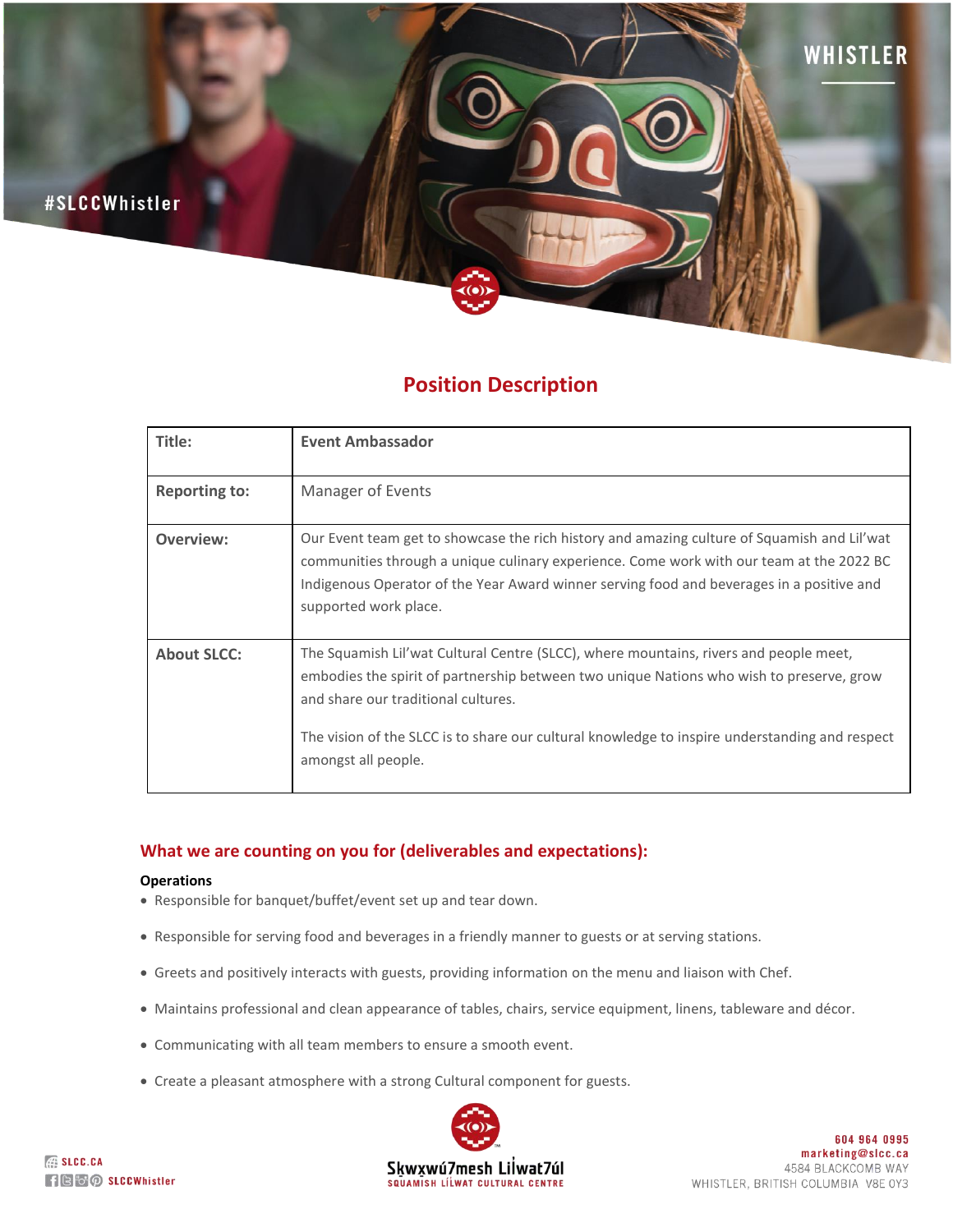## Position Description

| Title: | **Event Ambassador** |
|---|---|
| **Reporting to:** | Manager of Events |
| **Overview:** | Our Event team get to showcase the rich history and amazing culture of Squamish and Lil'wat communities through a unique culinary experience. Come work with our team at the 2022 BC Indigenous Operator of the Year Award winner serving food and beverages in a positive and supported work place. |
| **About SLCC:** | The Squamish Lil'wat Cultural Centre (SLCC), where mountains, rivers and people meet, embodies the spirit of partnership between two unique Nations who wish to preserve, grow and share our traditional cultures.<br><br>The vision of the SLCC is to share our cultural knowledge to inspire understanding and respect amongst all people. |

### What we are counting on you for (deliverables and expectations):

**Operations**

- Responsible for banquet/buffet/event set up and tear down.
- Responsible for serving food and beverages in a friendly manner to guests or at serving stations.
- Greets and positively interacts with guests, providing information on the menu and liaison with Chef.
- Maintains professional and clean appearance of tables, chairs, service equipment, linens, tableware and décor.
- Communicating with all team members to ensure a smooth event.
- Create a pleasant atmosphere with a strong Cultural component for guests.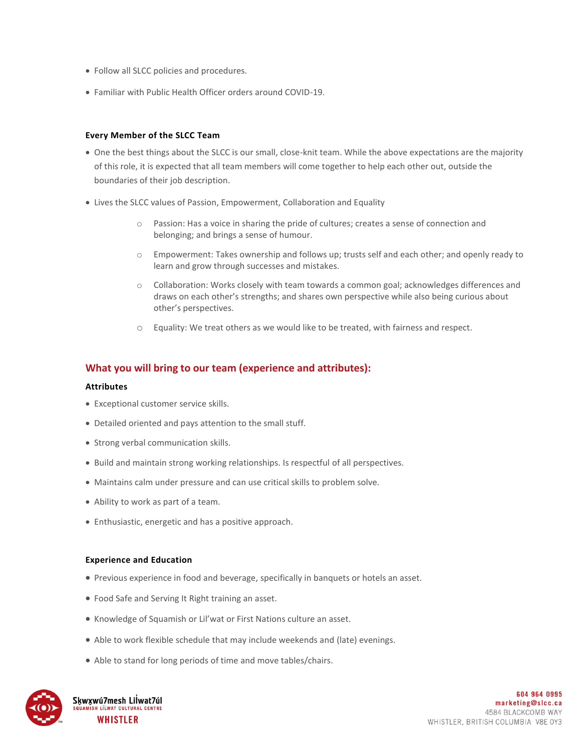- Follow all SLCC policies and procedures.
- Familiar with Public Health Officer orders around COVID-19.

**Every Member of the SLCC Team**

- One the best things about the SLCC is our small, close-knit team. While the above expectations are the majority of this role, it is expected that all team members will come together to help each other out, outside the boundaries of their job description.
- Lives the SLCC values of Passion, Empowerment, Collaboration and Equality
  - Passion: Has a voice in sharing the pride of cultures; creates a sense of connection and belonging; and brings a sense of humour.
  - Empowerment: Takes ownership and follows up; trusts self and each other; and openly ready to learn and grow through successes and mistakes.
  - Collaboration: Works closely with team towards a common goal; acknowledges differences and draws on each other's strengths; and shares own perspective while also being curious about other's perspectives.
  - Equality: We treat others as we would like to be treated, with fairness and respect.

## What you will bring to our team (experience and attributes):

**Attributes**

- Exceptional customer service skills.
- Detailed oriented and pays attention to the small stuff.
- Strong verbal communication skills.
- Build and maintain strong working relationships. Is respectful of all perspectives.
- Maintains calm under pressure and can use critical skills to problem solve.
- Ability to work as part of a team.
- Enthusiastic, energetic and has a positive approach.

**Experience and Education**

- Previous experience in food and beverage, specifically in banquets or hotels an asset.
- Food Safe and Serving It Right training an asset.
- Knowledge of Squamish or Lil'wat or First Nations culture an asset.
- Able to work flexible schedule that may include weekends and (late) evenings.
- Able to stand for long periods of time and move tables/chairs.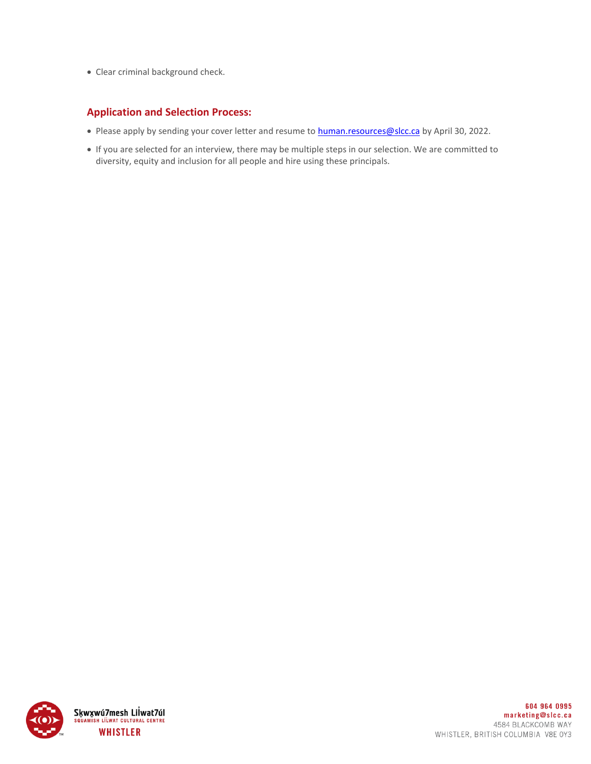- Clear criminal background check.

## Application and Selection Process:

- Please apply by sending your cover letter and resume to human.resources@slcc.ca by April 30, 2022.
- If you are selected for an interview, there may be multiple steps in our selection. We are committed to diversity, equity and inclusion for all people and hire using these principals.